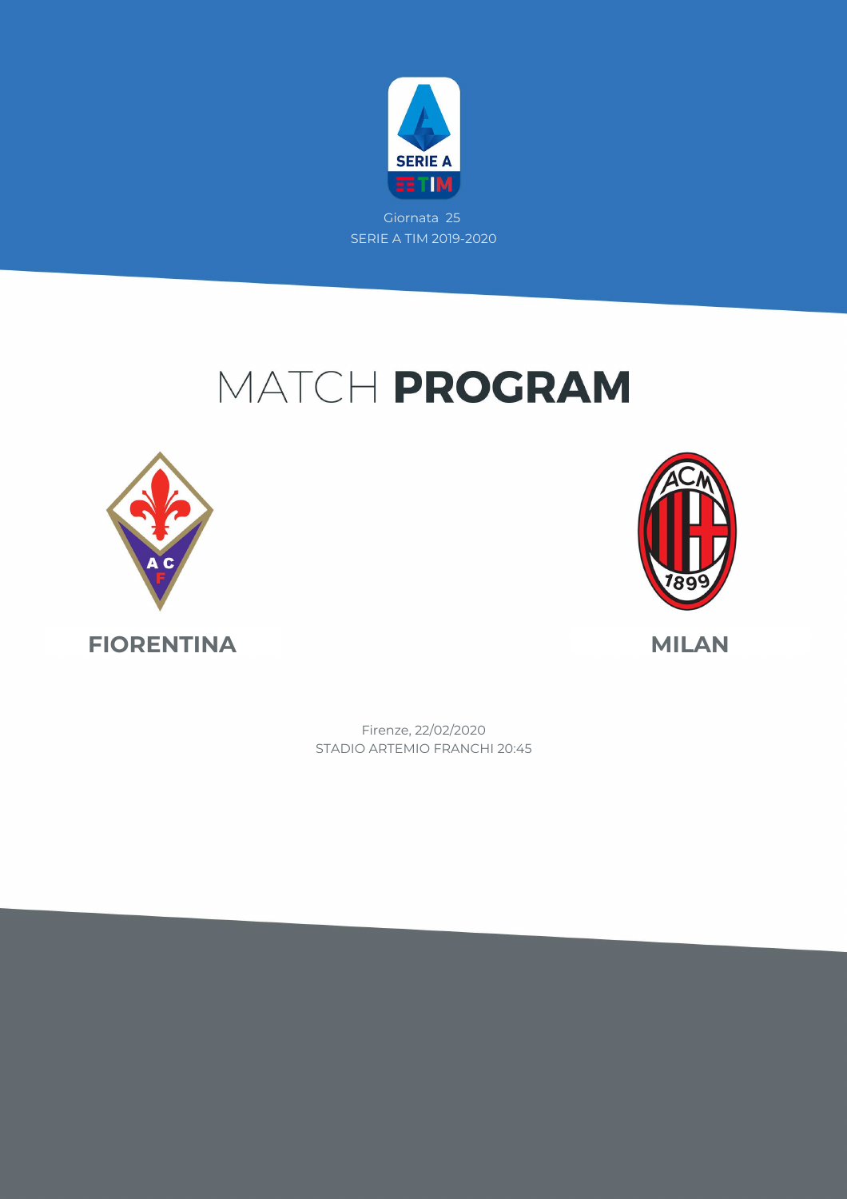Giornata 25

SERIE A TIM 2019-2020

# MATCH **PROGRAM**

**FIORENTINA**

**MILAN**

Firenze, 22/02/2020

STADIO ARTEMIO FRANCHI 20:45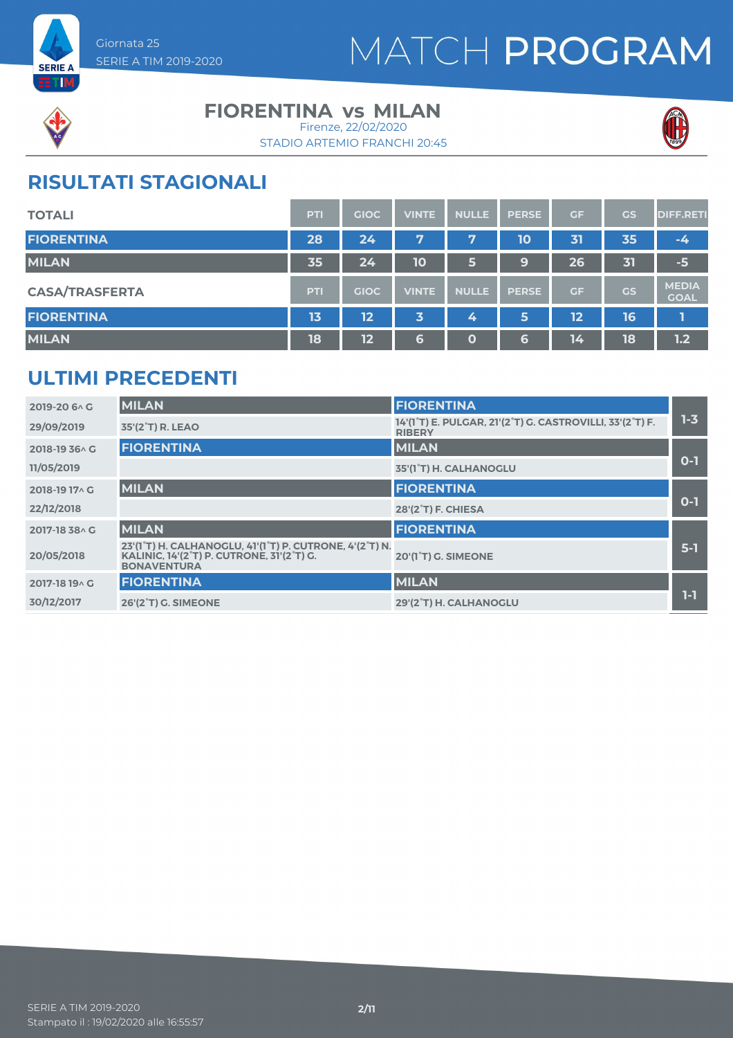Giornata 25
SERIE A TIM 2019-2020

# MATCH PROGRAM

## FIORENTINA vs MILAN

Firenze, 22/02/2020
STADIO ARTEMIO FRANCHI 20:45

## RISULTATI STAGIONALI

| TOTALI | PTI | GIOC | VINTE | NULLE | PERSE | GF | GS | DIFF.RETI |
|---|---|---|---|---|---|---|---|---|
| FIORENTINA | 28 | 24 | 7 | 7 | 10 | 31 | 35 | -4 |
| MILAN | 35 | 24 | 10 | 5 | 9 | 26 | 31 | -5 |

| CASA/TRASFERTA | PTI | GIOC | VINTE | NULLE | PERSE | GF | GS | MEDIA GOAL |
|---|---|---|---|---|---|---|---|---|
| FIORENTINA | 13 | 12 | 3 | 4 | 5 | 12 | 16 | 1 |
| MILAN | 18 | 12 | 6 | 0 | 6 | 14 | 18 | 1.2 |

## ULTIMI PRECEDENTI

| Giornata / Data | Casa | Trasferta | Risultato |
|---|---|---|---|
| 2019-20 6^ G<br>29/09/2019 | MILAN<br>35'(2°T) R. LEAO | FIORENTINA<br>14'(1°T) E. PULGAR, 21'(2°T) G. CASTROVILLI, 33'(2°T) F. RIBERY | 1-3 |
| 2018-19 36^ G<br>11/05/2019 | FIORENTINA | MILAN<br>35'(1°T) H. CALHANOGLU | 0-1 |
| 2018-19 17^ G<br>22/12/2018 | MILAN | FIORENTINA<br>28'(2°T) F. CHIESA | 0-1 |
| 2017-18 38^ G<br>20/05/2018 | MILAN<br>23'(1°T) H. CALHANOGLU, 41'(1°T) P. CUTRONE, 4'(2°T) N. KALINIC, 14'(2°T) P. CUTRONE, 31'(2°T) G. BONAVENTURA | FIORENTINA<br>20'(1°T) G. SIMEONE | 5-1 |
| 2017-18 19^ G<br>30/12/2017 | FIORENTINA<br>26'(2°T) G. SIMEONE | MILAN<br>29'(2°T) H. CALHANOGLU | 1-1 |

SERIE A TIM 2019-2020
Stampato il : 19/02/2020 alle 16:55:57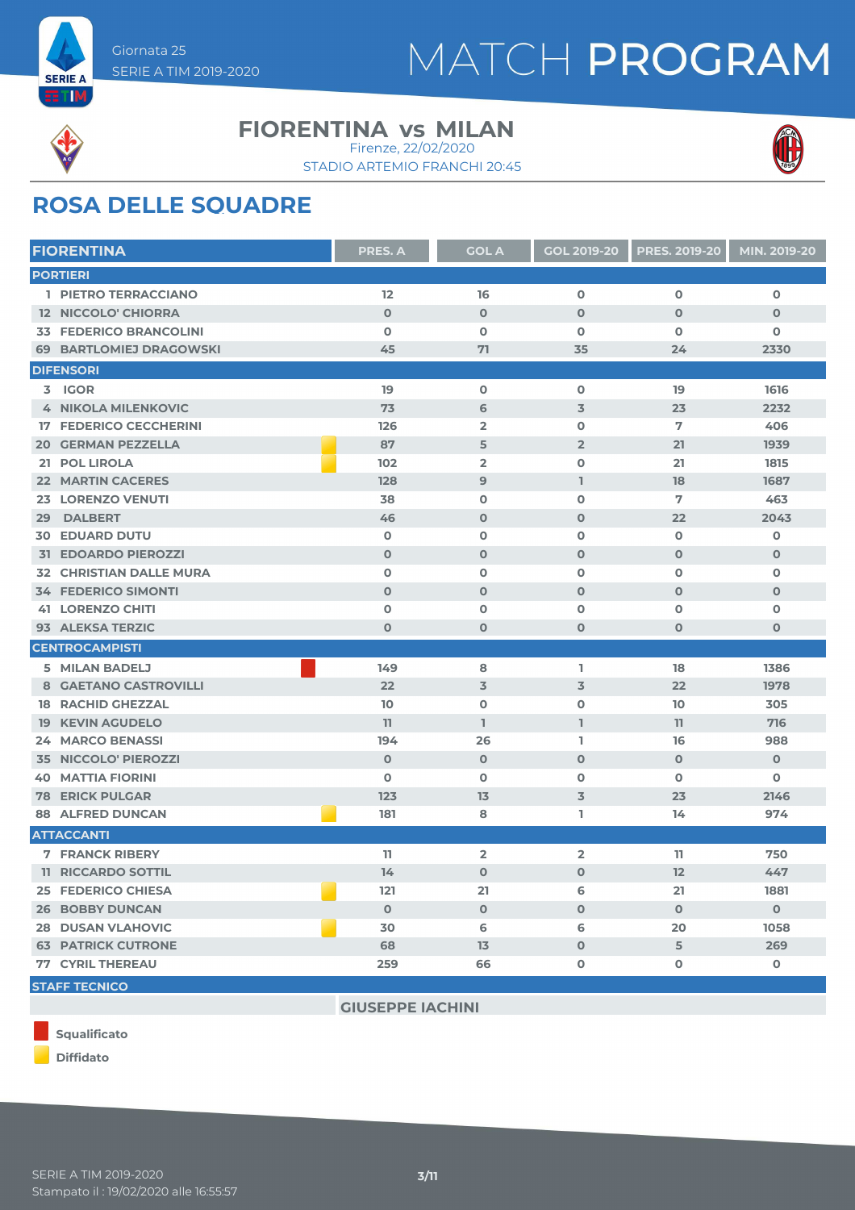Giornata 25

SERIE A TIM 2019-2020

# MATCH PROGRAM

## FIORENTINA vs MILAN

Firenze, 22/02/2020

STADIO ARTEMIO FRANCHI 20:45

## ROSA DELLE SQUADRE

| FIORENTINA | | PRES. A | GOL A | GOL 2019-20 | PRES. 2019-20 | MIN. 2019-20 |
|---|---|---|---|---|---|---|
| **PORTIERI** | | | | | | |
| 1 | PIETRO TERRACCIANO | 12 | 16 | 0 | 0 | 0 |
| 12 | NICCOLO' CHIORRA | 0 | 0 | 0 | 0 | 0 |
| 33 | FEDERICO BRANCOLINI | 0 | 0 | 0 | 0 | 0 |
| 69 | BARTLOMIEJ DRAGOWSKI | 45 | 71 | 35 | 24 | 2330 |
| **DIFENSORI** | | | | | | |
| 3 | IGOR | 19 | 0 | 0 | 19 | 1616 |
| 4 | NIKOLA MILENKOVIC | 73 | 6 | 3 | 23 | 2232 |
| 17 | FEDERICO CECCHERINI | 126 | 2 | 0 | 7 | 406 |
| 20 | GERMAN PEZZELLA (Diffidato) | 87 | 5 | 2 | 21 | 1939 |
| 21 | POL LIROLA (Diffidato) | 102 | 2 | 0 | 21 | 1815 |
| 22 | MARTIN CACERES | 128 | 9 | 1 | 18 | 1687 |
| 23 | LORENZO VENUTI | 38 | 0 | 0 | 7 | 463 |
| 29 | DALBERT | 46 | 0 | 0 | 22 | 2043 |
| 30 | EDUARD DUTU | 0 | 0 | 0 | 0 | 0 |
| 31 | EDOARDO PIEROZZI | 0 | 0 | 0 | 0 | 0 |
| 32 | CHRISTIAN DALLE MURA | 0 | 0 | 0 | 0 | 0 |
| 34 | FEDERICO SIMONTI | 0 | 0 | 0 | 0 | 0 |
| 41 | LORENZO CHITI | 0 | 0 | 0 | 0 | 0 |
| 93 | ALEKSA TERZIC | 0 | 0 | 0 | 0 | 0 |
| **CENTROCAMPISTI** | | | | | | |
| 5 | MILAN BADELJ (Squalificato) | 149 | 8 | 1 | 18 | 1386 |
| 8 | GAETANO CASTROVILLI | 22 | 3 | 3 | 22 | 1978 |
| 18 | RACHID GHEZZAL | 10 | 0 | 0 | 10 | 305 |
| 19 | KEVIN AGUDELO | 11 | 1 | 1 | 11 | 716 |
| 24 | MARCO BENASSI | 194 | 26 | 1 | 16 | 988 |
| 35 | NICCOLO' PIEROZZI | 0 | 0 | 0 | 0 | 0 |
| 40 | MATTIA FIORINI | 0 | 0 | 0 | 0 | 0 |
| 78 | ERICK PULGAR | 123 | 13 | 3 | 23 | 2146 |
| 88 | ALFRED DUNCAN (Diffidato) | 181 | 8 | 1 | 14 | 974 |
| **ATTACCANTI** | | | | | | |
| 7 | FRANCK RIBERY | 11 | 2 | 2 | 11 | 750 |
| 11 | RICCARDO SOTTIL | 14 | 0 | 0 | 12 | 447 |
| 25 | FEDERICO CHIESA (Diffidato) | 121 | 21 | 6 | 21 | 1881 |
| 26 | BOBBY DUNCAN | 0 | 0 | 0 | 0 | 0 |
| 28 | DUSAN VLAHOVIC (Diffidato) | 30 | 6 | 6 | 20 | 1058 |
| 63 | PATRICK CUTRONE | 68 | 13 | 0 | 5 | 269 |
| 77 | CYRIL THEREAU | 259 | 66 | 0 | 0 | 0 |

**STAFF TECNICO**

GIUSEPPE IACHINI

Squalificato

Diffidato

SERIE A TIM 2019-2020

Stampato il : 19/02/2020 alle 16:55:57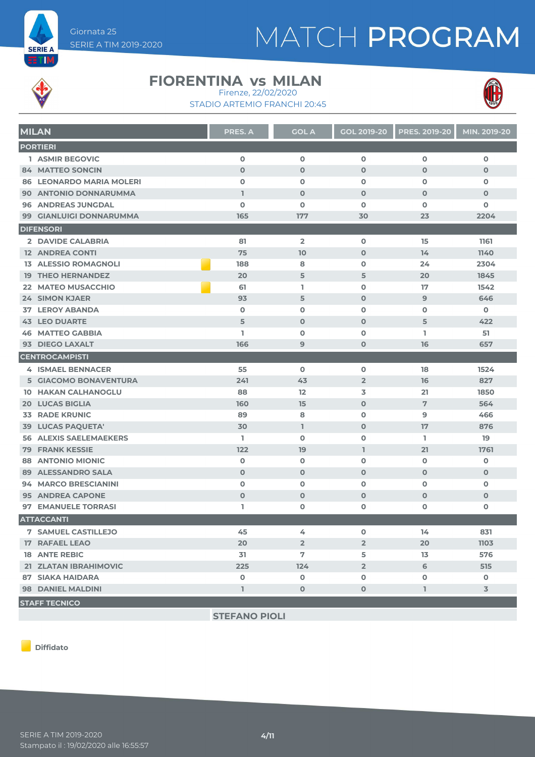Giornata 25
SERIE A TIM 2019-2020

# MATCH PROGRAM

## FIORENTINA vs MILAN

Firenze, 22/02/2020
STADIO ARTEMIO FRANCHI 20:45

| MILAN | | PRES. A | GOL A | GOL 2019-20 | PRES. 2019-20 | MIN. 2019-20 |
|---|---|---|---|---|---|---|
| **PORTIERI** | | | | | | |
| 1 ASMIR BEGOVIC | | 0 | 0 | 0 | 0 | 0 |
| 84 MATTEO SONCIN | | 0 | 0 | 0 | 0 | 0 |
| 86 LEONARDO MARIA MOLERI | | 0 | 0 | 0 | 0 | 0 |
| 90 ANTONIO DONNARUMMA | | 1 | 0 | 0 | 0 | 0 |
| 96 ANDREAS JUNGDAL | | 0 | 0 | 0 | 0 | 0 |
| 99 GIANLUIGI DONNARUMMA | | 165 | 177 | 30 | 23 | 2204 |
| **DIFENSORI** | | | | | | |
| 2 DAVIDE CALABRIA | | 81 | 2 | 0 | 15 | 1161 |
| 12 ANDREA CONTI | | 75 | 10 | 0 | 14 | 1140 |
| 13 ALESSIO ROMAGNOLI | Diffidato | 188 | 8 | 0 | 24 | 2304 |
| 19 THEO HERNANDEZ | | 20 | 5 | 5 | 20 | 1845 |
| 22 MATEO MUSACCHIO | Diffidato | 61 | 1 | 0 | 17 | 1542 |
| 24 SIMON KJAER | | 93 | 5 | 0 | 9 | 646 |
| 37 LEROY ABANDA | | 0 | 0 | 0 | 0 | 0 |
| 43 LEO DUARTE | | 5 | 0 | 0 | 5 | 422 |
| 46 MATTEO GABBIA | | 1 | 0 | 0 | 1 | 51 |
| 93 DIEGO LAXALT | | 166 | 9 | 0 | 16 | 657 |
| **CENTROCAMPISTI** | | | | | | |
| 4 ISMAEL BENNACER | | 55 | 0 | 0 | 18 | 1524 |
| 5 GIACOMO BONAVENTURA | | 241 | 43 | 2 | 16 | 827 |
| 10 HAKAN CALHANOGLU | | 88 | 12 | 3 | 21 | 1850 |
| 20 LUCAS BIGLIA | | 160 | 15 | 0 | 7 | 564 |
| 33 RADE KRUNIC | | 89 | 8 | 0 | 9 | 466 |
| 39 LUCAS PAQUETA' | | 30 | 1 | 0 | 17 | 876 |
| 56 ALEXIS SAELEMAEKERS | | 1 | 0 | 0 | 1 | 19 |
| 79 FRANK KESSIE | | 122 | 19 | 1 | 21 | 1761 |
| 88 ANTONIO MIONIC | | 0 | 0 | 0 | 0 | 0 |
| 89 ALESSANDRO SALA | | 0 | 0 | 0 | 0 | 0 |
| 94 MARCO BRESCIANINI | | 0 | 0 | 0 | 0 | 0 |
| 95 ANDREA CAPONE | | 0 | 0 | 0 | 0 | 0 |
| 97 EMANUELE TORRASI | | 1 | 0 | 0 | 0 | 0 |
| **ATTACCANTI** | | | | | | |
| 7 SAMUEL CASTILLEJO | | 45 | 4 | 0 | 14 | 831 |
| 17 RAFAEL LEAO | | 20 | 2 | 2 | 20 | 1103 |
| 18 ANTE REBIC | | 31 | 7 | 5 | 13 | 576 |
| 21 ZLATAN IBRAHIMOVIC | | 225 | 124 | 2 | 6 | 515 |
| 87 SIAKA HAIDARA | | 0 | 0 | 0 | 0 | 0 |
| 98 DANIEL MALDINI | | 1 | 0 | 0 | 1 | 3 |

**STAFF TECNICO**

STEFANO PIOLI

Diffidato

SERIE A TIM 2019-2020
Stampato il : 19/02/2020 alle 16:55:57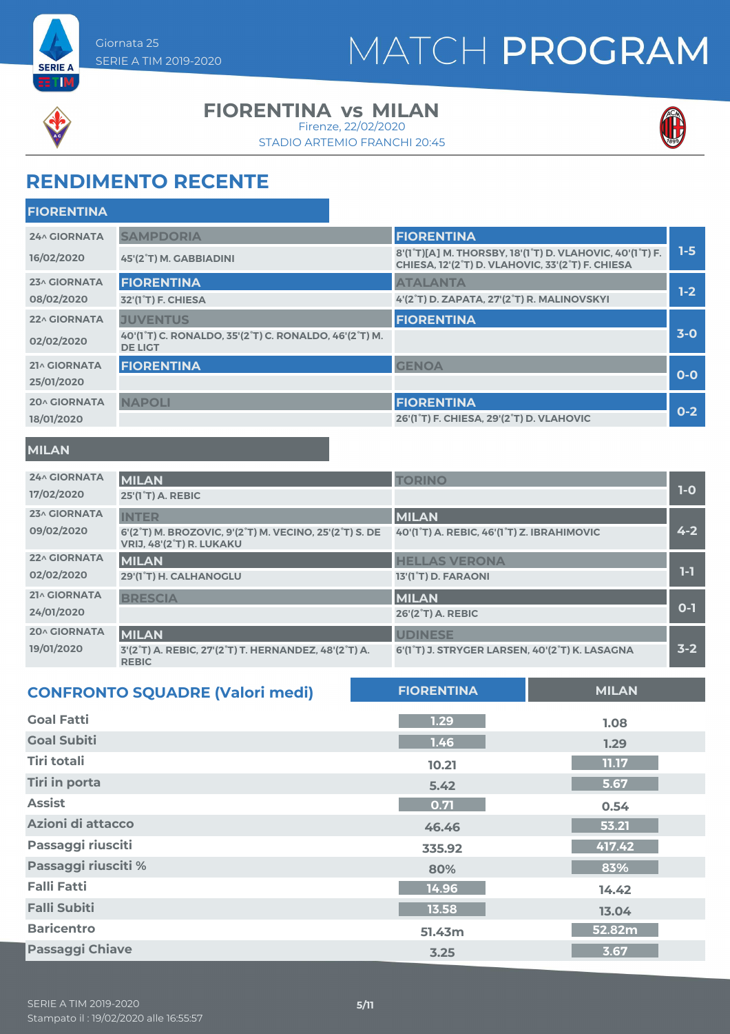Giornata 25
SERIE A TIM 2019-2020

# MATCH PROGRAM

## FIORENTINA vs MILAN

Firenze, 22/02/2020
STADIO ARTEMIO FRANCHI 20:45

## RENDIMENTO RECENTE

### FIORENTINA

| Giornata | Casa | Trasferta | Risultato |
|---|---|---|---|
| 24^ GIORNATA 16/02/2020 | SAMPDORIA<br>45'(2°T) M. GABBIADINI | FIORENTINA<br>8'(1°T)[A] M. THORSBY, 18'(1°T) D. VLAHOVIC, 40'(1°T) F. CHIESA, 12'(2°T) D. VLAHOVIC, 33'(2°T) F. CHIESA | 1-5 |
| 23^ GIORNATA 08/02/2020 | FIORENTINA<br>32'(1°T) F. CHIESA | ATALANTA<br>4'(2°T) D. ZAPATA, 27'(2°T) R. MALINOVSKYI | 1-2 |
| 22^ GIORNATA 02/02/2020 | JUVENTUS<br>40'(1°T) C. RONALDO, 35'(2°T) C. RONALDO, 46'(2°T) M. DE LIGT | FIORENTINA | 3-0 |
| 21^ GIORNATA 25/01/2020 | FIORENTINA | GENOA | 0-0 |
| 20^ GIORNATA 18/01/2020 | NAPOLI | FIORENTINA<br>26'(1°T) F. CHIESA, 29'(2°T) D. VLAHOVIC | 0-2 |

### MILAN

| Giornata | Casa | Trasferta | Risultato |
|---|---|---|---|
| 24^ GIORNATA 17/02/2020 | MILAN<br>25'(1°T) A. REBIC | TORINO | 1-0 |
| 23^ GIORNATA 09/02/2020 | INTER<br>6'(2°T) M. BROZOVIC, 9'(2°T) M. VECINO, 25'(2°T) S. DE VRIJ, 48'(2°T) R. LUKAKU | MILAN<br>40'(1°T) A. REBIC, 46'(1°T) Z. IBRAHIMOVIC | 4-2 |
| 22^ GIORNATA 02/02/2020 | MILAN<br>29'(1°T) H. CALHANOGLU | HELLAS VERONA<br>13'(1°T) D. FARAONI | 1-1 |
| 21^ GIORNATA 24/01/2020 | BRESCIA | MILAN<br>26'(2°T) A. REBIC | 0-1 |
| 20^ GIORNATA 19/01/2020 | MILAN<br>3'(2°T) A. REBIC, 27'(2°T) T. HERNANDEZ, 48'(2°T) A. REBIC | UDINESE<br>6'(1°T) J. STRYGER LARSEN, 40'(2°T) K. LASAGNA | 3-2 |

## CONFRONTO SQUADRE (Valori medi)

| | FIORENTINA | MILAN |
|---|---|---|
| Goal Fatti | 1.29 | 1.08 |
| Goal Subiti | 1.46 | 1.29 |
| Tiri totali | 10.21 | 11.17 |
| Tiri in porta | 5.42 | 5.67 |
| Assist | 0.71 | 0.54 |
| Azioni di attacco | 46.46 | 53.21 |
| Passaggi riusciti | 335.92 | 417.42 |
| Passaggi riusciti % | 80% | 83% |
| Falli Fatti | 14.96 | 14.42 |
| Falli Subiti | 13.58 | 13.04 |
| Baricentro | 51.43m | 52.82m |
| Passaggi Chiave | 3.25 | 3.67 |

SERIE A TIM 2019-2020
Stampato il : 19/02/2020 alle 16:55:57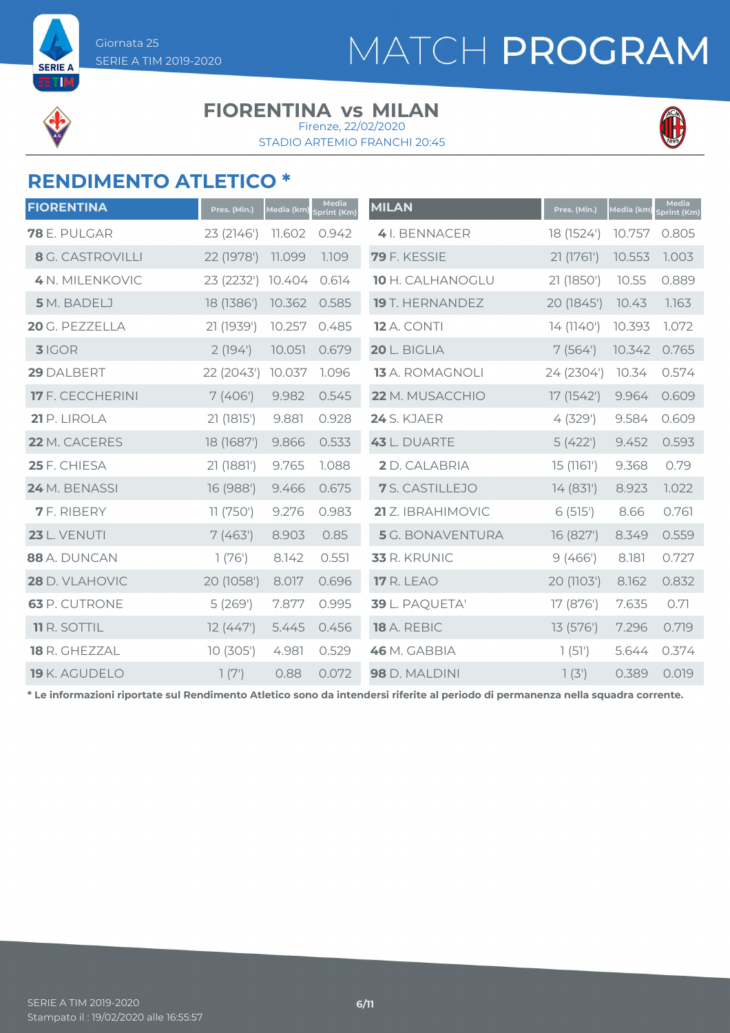Giornata 25
SERIE A TIM 2019-2020

# MATCH PROGRAM

## FIORENTINA vs MILAN

Firenze, 22/02/2020
STADIO ARTEMIO FRANCHI 20:45

## RENDIMENTO ATLETICO *

| FIORENTINA | Pres. (Min.) | Media (km) | Media Sprint (Km) |
|---|---|---|---|
| **78** E. PULGAR | 23 (2146') | 11.602 | 0.942 |
| **8** G. CASTROVILLI | 22 (1978') | 11.099 | 1.109 |
| **4** N. MILENKOVIC | 23 (2232') | 10.404 | 0.614 |
| **5** M. BADELJ | 18 (1386') | 10.362 | 0.585 |
| **20** G. PEZZELLA | 21 (1939') | 10.257 | 0.485 |
| **3** IGOR | 2 (194') | 10.051 | 0.679 |
| **29** DALBERT | 22 (2043') | 10.037 | 1.096 |
| **17** F. CECCHERINI | 7 (406') | 9.982 | 0.545 |
| **21** P. LIROLA | 21 (1815') | 9.881 | 0.928 |
| **22** M. CACERES | 18 (1687') | 9.866 | 0.533 |
| **25** F. CHIESA | 21 (1881') | 9.765 | 1.088 |
| **24** M. BENASSI | 16 (988') | 9.466 | 0.675 |
| **7** F. RIBERY | 11 (750') | 9.276 | 0.983 |
| **23** L. VENUTI | 7 (463') | 8.903 | 0.85 |
| **88** A. DUNCAN | 1 (76') | 8.142 | 0.551 |
| **28** D. VLAHOVIC | 20 (1058') | 8.017 | 0.696 |
| **63** P. CUTRONE | 5 (269') | 7.877 | 0.995 |
| **11** R. SOTTIL | 12 (447') | 5.445 | 0.456 |
| **18** R. GHEZZAL | 10 (305') | 4.981 | 0.529 |
| **19** K. AGUDELO | 1 (7') | 0.88 | 0.072 |

| MILAN | Pres. (Min.) | Media (km) | Media Sprint (Km) |
|---|---|---|---|
| **4** I. BENNACER | 18 (1524') | 10.757 | 0.805 |
| **79** F. KESSIE | 21 (1761') | 10.553 | 1.003 |
| **10** H. CALHANOGLU | 21 (1850') | 10.55 | 0.889 |
| **19** T. HERNANDEZ | 20 (1845') | 10.43 | 1.163 |
| **12** A. CONTI | 14 (1140') | 10.393 | 1.072 |
| **20** L. BIGLIA | 7 (564') | 10.342 | 0.765 |
| **13** A. ROMAGNOLI | 24 (2304') | 10.34 | 0.574 |
| **22** M. MUSACCHIO | 17 (1542') | 9.964 | 0.609 |
| **24** S. KJAER | 4 (329') | 9.584 | 0.609 |
| **43** L. DUARTE | 5 (422') | 9.452 | 0.593 |
| **2** D. CALABRIA | 15 (1161') | 9.368 | 0.79 |
| **7** S. CASTILLEJO | 14 (831') | 8.923 | 1.022 |
| **21** Z. IBRAHIMOVIC | 6 (515') | 8.66 | 0.761 |
| **5** G. BONAVENTURA | 16 (827') | 8.349 | 0.559 |
| **33** R. KRUNIC | 9 (466') | 8.181 | 0.727 |
| **17** R. LEAO | 20 (1103') | 8.162 | 0.832 |
| **39** L. PAQUETA' | 17 (876') | 7.635 | 0.71 |
| **18** A. REBIC | 13 (576') | 7.296 | 0.719 |
| **46** M. GABBIA | 1 (51') | 5.644 | 0.374 |
| **98** D. MALDINI | 1 (3') | 0.389 | 0.019 |

**\* Le informazioni riportate sul Rendimento Atletico sono da intendersi riferite al periodo di permanenza nella squadra corrente.**

SERIE A TIM 2019-2020
Stampato il : 19/02/2020 alle 16:55:57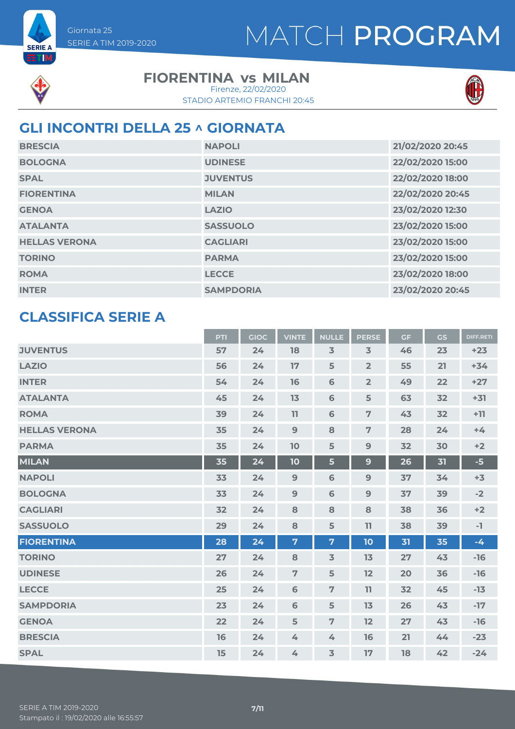Giornata 25
SERIE A TIM 2019-2020

# MATCH PROGRAM

**FIORENTINA vs MILAN**
Firenze, 22/02/2020
STADIO ARTEMIO FRANCHI 20:45

## GLI INCONTRI DELLA 25 ^ GIORNATA

| | | |
|---|---|---|
| BRESCIA | NAPOLI | 21/02/2020 20:45 |
| BOLOGNA | UDINESE | 22/02/2020 15:00 |
| SPAL | JUVENTUS | 22/02/2020 18:00 |
| FIORENTINA | MILAN | 22/02/2020 20:45 |
| GENOA | LAZIO | 23/02/2020 12:30 |
| ATALANTA | SASSUOLO | 23/02/2020 15:00 |
| HELLAS VERONA | CAGLIARI | 23/02/2020 15:00 |
| TORINO | PARMA | 23/02/2020 15:00 |
| ROMA | LECCE | 23/02/2020 18:00 |
| INTER | SAMPDORIA | 23/02/2020 20:45 |

## CLASSIFICA SERIE A

| | PTI | GIOC | VINTE | NULLE | PERSE | GF | GS | DIFF.RETI |
|---|---|---|---|---|---|---|---|---|
| JUVENTUS | 57 | 24 | 18 | 3 | 3 | 46 | 23 | +23 |
| LAZIO | 56 | 24 | 17 | 5 | 2 | 55 | 21 | +34 |
| INTER | 54 | 24 | 16 | 6 | 2 | 49 | 22 | +27 |
| ATALANTA | 45 | 24 | 13 | 6 | 5 | 63 | 32 | +31 |
| ROMA | 39 | 24 | 11 | 6 | 7 | 43 | 32 | +11 |
| HELLAS VERONA | 35 | 24 | 9 | 8 | 7 | 28 | 24 | +4 |
| PARMA | 35 | 24 | 10 | 5 | 9 | 32 | 30 | +2 |
| MILAN | 35 | 24 | 10 | 5 | 9 | 26 | 31 | -5 |
| NAPOLI | 33 | 24 | 9 | 6 | 9 | 37 | 34 | +3 |
| BOLOGNA | 33 | 24 | 9 | 6 | 9 | 37 | 39 | -2 |
| CAGLIARI | 32 | 24 | 8 | 8 | 8 | 38 | 36 | +2 |
| SASSUOLO | 29 | 24 | 8 | 5 | 11 | 38 | 39 | -1 |
| FIORENTINA | 28 | 24 | 7 | 7 | 10 | 31 | 35 | -4 |
| TORINO | 27 | 24 | 8 | 3 | 13 | 27 | 43 | -16 |
| UDINESE | 26 | 24 | 7 | 5 | 12 | 20 | 36 | -16 |
| LECCE | 25 | 24 | 6 | 7 | 11 | 32 | 45 | -13 |
| SAMPDORIA | 23 | 24 | 6 | 5 | 13 | 26 | 43 | -17 |
| GENOA | 22 | 24 | 5 | 7 | 12 | 27 | 43 | -16 |
| BRESCIA | 16 | 24 | 4 | 4 | 16 | 21 | 44 | -23 |
| SPAL | 15 | 24 | 4 | 3 | 17 | 18 | 42 | -24 |

SERIE A TIM 2019-2020
Stampato il : 19/02/2020 alle 16:55:57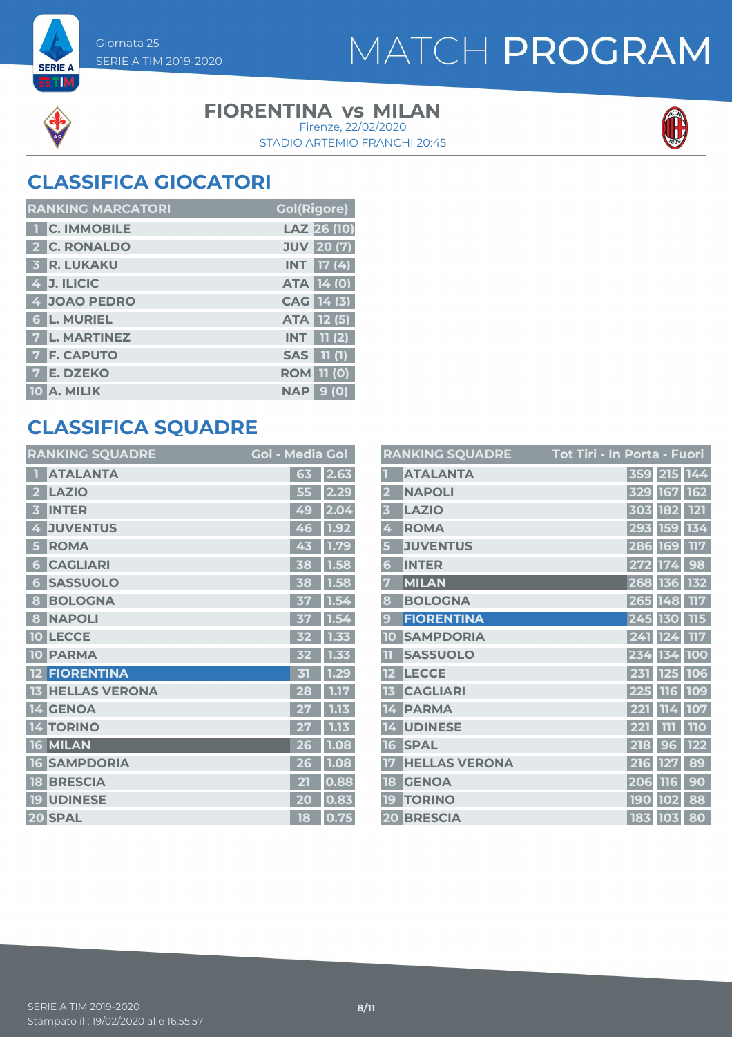Giornata 25
SERIE A TIM 2019-2020

# MATCH PROGRAM

**FIORENTINA vs MILAN**
Firenze, 22/02/2020
STADIO ARTEMIO FRANCHI 20:45

## CLASSIFICA GIOCATORI

| RANKING MARCATORI | | | Gol(Rigore) |
|---|---|---|---|
| 1 | C. IMMOBILE | LAZ | 26 (10) |
| 2 | C. RONALDO | JUV | 20 (7) |
| 3 | R. LUKAKU | INT | 17 (4) |
| 4 | J. ILICIC | ATA | 14 (0) |
| 4 | JOAO PEDRO | CAG | 14 (3) |
| 6 | L. MURIEL | ATA | 12 (5) |
| 7 | L. MARTINEZ | INT | 11 (2) |
| 7 | F. CAPUTO | SAS | 11 (1) |
| 7 | E. DZEKO | ROM | 11 (0) |
| 10 | A. MILIK | NAP | 9 (0) |

## CLASSIFICA SQUADRE

| RANKING SQUADRE | | Gol | Media Gol |
|---|---|---|---|
| 1 | ATALANTA | 63 | 2.63 |
| 2 | LAZIO | 55 | 2.29 |
| 3 | INTER | 49 | 2.04 |
| 4 | JUVENTUS | 46 | 1.92 |
| 5 | ROMA | 43 | 1.79 |
| 6 | CAGLIARI | 38 | 1.58 |
| 6 | SASSUOLO | 38 | 1.58 |
| 8 | BOLOGNA | 37 | 1.54 |
| 8 | NAPOLI | 37 | 1.54 |
| 10 | LECCE | 32 | 1.33 |
| 10 | PARMA | 32 | 1.33 |
| 12 | FIORENTINA | 31 | 1.29 |
| 13 | HELLAS VERONA | 28 | 1.17 |
| 14 | GENOA | 27 | 1.13 |
| 14 | TORINO | 27 | 1.13 |
| 16 | MILAN | 26 | 1.08 |
| 16 | SAMPDORIA | 26 | 1.08 |
| 18 | BRESCIA | 21 | 0.88 |
| 19 | UDINESE | 20 | 0.83 |
| 20 | SPAL | 18 | 0.75 |

| RANKING SQUADRE | | Tot Tiri | In Porta | Fuori |
|---|---|---|---|---|
| 1 | ATALANTA | 359 | 215 | 144 |
| 2 | NAPOLI | 329 | 167 | 162 |
| 3 | LAZIO | 303 | 182 | 121 |
| 4 | ROMA | 293 | 159 | 134 |
| 5 | JUVENTUS | 286 | 169 | 117 |
| 6 | INTER | 272 | 174 | 98 |
| 7 | MILAN | 268 | 136 | 132 |
| 8 | BOLOGNA | 265 | 148 | 117 |
| 9 | FIORENTINA | 245 | 130 | 115 |
| 10 | SAMPDORIA | 241 | 124 | 117 |
| 11 | SASSUOLO | 234 | 134 | 100 |
| 12 | LECCE | 231 | 125 | 106 |
| 13 | CAGLIARI | 225 | 116 | 109 |
| 14 | PARMA | 221 | 114 | 107 |
| 14 | UDINESE | 221 | 111 | 110 |
| 16 | SPAL | 218 | 96 | 122 |
| 17 | HELLAS VERONA | 216 | 127 | 89 |
| 18 | GENOA | 206 | 116 | 90 |
| 19 | TORINO | 190 | 102 | 88 |
| 20 | BRESCIA | 183 | 103 | 80 |

SERIE A TIM 2019-2020
Stampato il : 19/02/2020 alle 16:55:57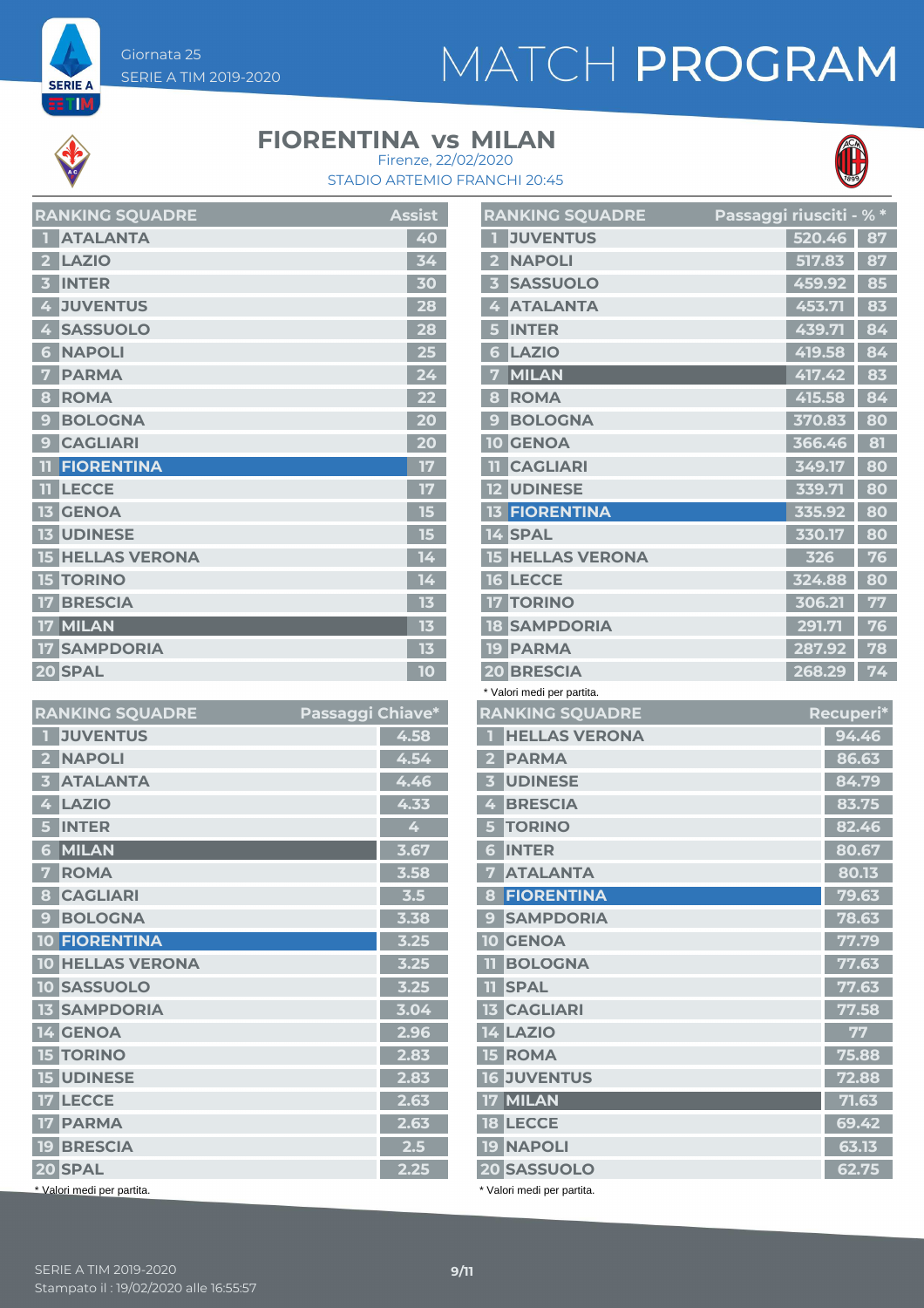Giornata 25
SERIE A TIM 2019-2020

# MATCH PROGRAM

## FIORENTINA vs MILAN

Firenze, 22/02/2020
STADIO ARTEMIO FRANCHI 20:45

| RANKING SQUADRE | | Assist |
|---|---|---|
| 1 | ATALANTA | 40 |
| 2 | LAZIO | 34 |
| 3 | INTER | 30 |
| 4 | JUVENTUS | 28 |
| 4 | SASSUOLO | 28 |
| 6 | NAPOLI | 25 |
| 7 | PARMA | 24 |
| 8 | ROMA | 22 |
| 9 | BOLOGNA | 20 |
| 9 | CAGLIARI | 20 |
| 11 | FIORENTINA | 17 |
| 11 | LECCE | 17 |
| 13 | GENOA | 15 |
| 13 | UDINESE | 15 |
| 15 | HELLAS VERONA | 14 |
| 15 | TORINO | 14 |
| 17 | BRESCIA | 13 |
| 17 | MILAN | 13 |
| 17 | SAMPDORIA | 13 |
| 20 | SPAL | 10 |

| RANKING SQUADRE | | Passaggi riusciti | % * |
|---|---|---|---|
| 1 | JUVENTUS | 520.46 | 87 |
| 2 | NAPOLI | 517.83 | 87 |
| 3 | SASSUOLO | 459.92 | 85 |
| 4 | ATALANTA | 453.71 | 83 |
| 5 | INTER | 439.71 | 84 |
| 6 | LAZIO | 419.58 | 84 |
| 7 | MILAN | 417.42 | 83 |
| 8 | ROMA | 415.58 | 84 |
| 9 | BOLOGNA | 370.83 | 80 |
| 10 | GENOA | 366.46 | 81 |
| 11 | CAGLIARI | 349.17 | 80 |
| 12 | UDINESE | 339.71 | 80 |
| 13 | FIORENTINA | 335.92 | 80 |
| 14 | SPAL | 330.17 | 80 |
| 15 | HELLAS VERONA | 326 | 76 |
| 16 | LECCE | 324.88 | 80 |
| 17 | TORINO | 306.21 | 77 |
| 18 | SAMPDORIA | 291.71 | 76 |
| 19 | PARMA | 287.92 | 78 |
| 20 | BRESCIA | 268.29 | 74 |

* Valori medi per partita.

| RANKING SQUADRE | | Passaggi Chiave* |
|---|---|---|
| 1 | JUVENTUS | 4.58 |
| 2 | NAPOLI | 4.54 |
| 3 | ATALANTA | 4.46 |
| 4 | LAZIO | 4.33 |
| 5 | INTER | 4 |
| 6 | MILAN | 3.67 |
| 7 | ROMA | 3.58 |
| 8 | CAGLIARI | 3.5 |
| 9 | BOLOGNA | 3.38 |
| 10 | FIORENTINA | 3.25 |
| 10 | HELLAS VERONA | 3.25 |
| 10 | SASSUOLO | 3.25 |
| 13 | SAMPDORIA | 3.04 |
| 14 | GENOA | 2.96 |
| 15 | TORINO | 2.83 |
| 15 | UDINESE | 2.83 |
| 17 | LECCE | 2.63 |
| 17 | PARMA | 2.63 |
| 19 | BRESCIA | 2.5 |
| 20 | SPAL | 2.25 |

* Valori medi per partita.

| RANKING SQUADRE | | Recuperi* |
|---|---|---|
| 1 | HELLAS VERONA | 94.46 |
| 2 | PARMA | 86.63 |
| 3 | UDINESE | 84.79 |
| 4 | BRESCIA | 83.75 |
| 5 | TORINO | 82.46 |
| 6 | INTER | 80.67 |
| 7 | ATALANTA | 80.13 |
| 8 | FIORENTINA | 79.63 |
| 9 | SAMPDORIA | 78.63 |
| 10 | GENOA | 77.79 |
| 11 | BOLOGNA | 77.63 |
| 11 | SPAL | 77.63 |
| 13 | CAGLIARI | 77.58 |
| 14 | LAZIO | 77 |
| 15 | ROMA | 75.88 |
| 16 | JUVENTUS | 72.88 |
| 17 | MILAN | 71.63 |
| 18 | LECCE | 69.42 |
| 19 | NAPOLI | 63.13 |
| 20 | SASSUOLO | 62.75 |

* Valori medi per partita.

SERIE A TIM 2019-2020
Stampato il : 19/02/2020 alle 16:55:57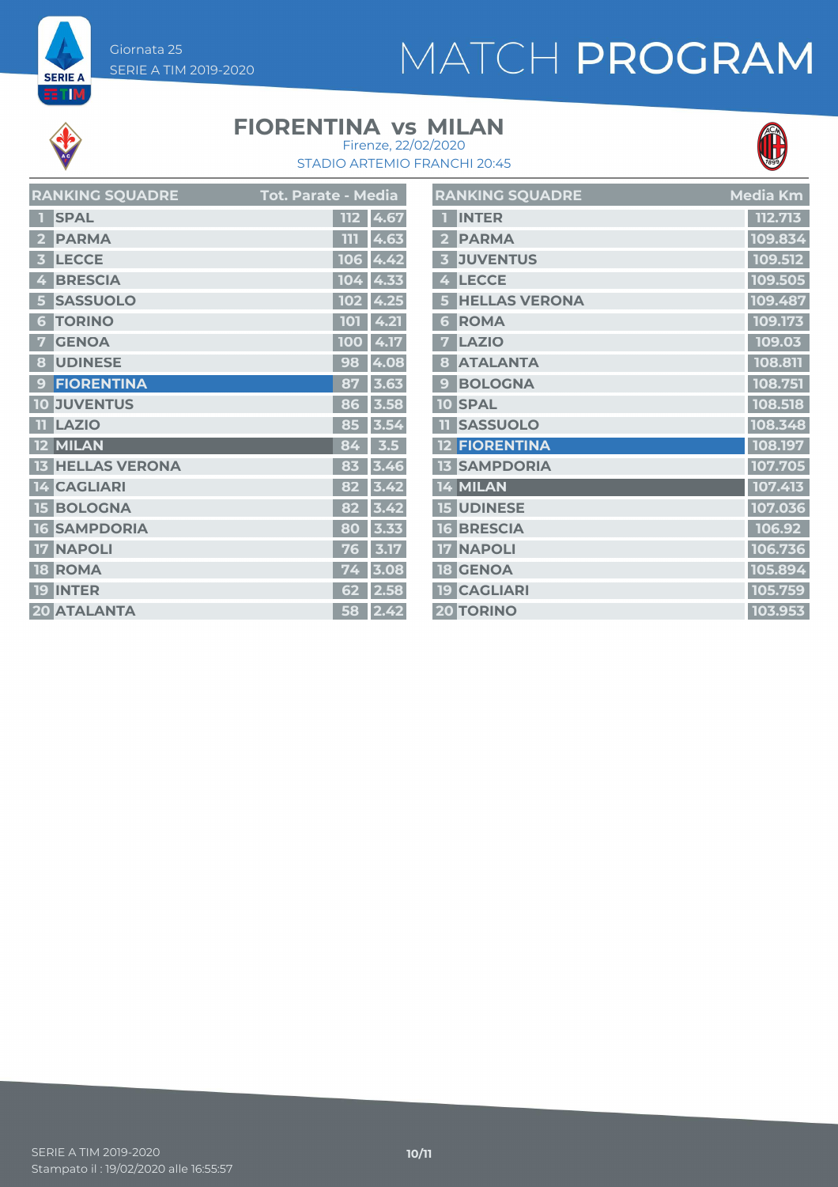# MATCH PROGRAM

Giornata 25
SERIE A TIM 2019-2020

## FIORENTINA vs MILAN

Firenze, 22/02/2020
STADIO ARTEMIO FRANCHI 20:45

| | RANKING SQUADRE | Tot. Parate | Media |
|---|---|---|---|
| 1 | SPAL | 112 | 4.67 |
| 2 | PARMA | 111 | 4.63 |
| 3 | LECCE | 106 | 4.42 |
| 4 | BRESCIA | 104 | 4.33 |
| 5 | SASSUOLO | 102 | 4.25 |
| 6 | TORINO | 101 | 4.21 |
| 7 | GENOA | 100 | 4.17 |
| 8 | UDINESE | 98 | 4.08 |
| 9 | FIORENTINA | 87 | 3.63 |
| 10 | JUVENTUS | 86 | 3.58 |
| 11 | LAZIO | 85 | 3.54 |
| 12 | MILAN | 84 | 3.5 |
| 13 | HELLAS VERONA | 83 | 3.46 |
| 14 | CAGLIARI | 82 | 3.42 |
| 15 | BOLOGNA | 82 | 3.42 |
| 16 | SAMPDORIA | 80 | 3.33 |
| 17 | NAPOLI | 76 | 3.17 |
| 18 | ROMA | 74 | 3.08 |
| 19 | INTER | 62 | 2.58 |
| 20 | ATALANTA | 58 | 2.42 |

| | RANKING SQUADRE | Media Km |
|---|---|---|
| 1 | INTER | 112.713 |
| 2 | PARMA | 109.834 |
| 3 | JUVENTUS | 109.512 |
| 4 | LECCE | 109.505 |
| 5 | HELLAS VERONA | 109.487 |
| 6 | ROMA | 109.173 |
| 7 | LAZIO | 109.03 |
| 8 | ATALANTA | 108.811 |
| 9 | BOLOGNA | 108.751 |
| 10 | SPAL | 108.518 |
| 11 | SASSUOLO | 108.348 |
| 12 | FIORENTINA | 108.197 |
| 13 | SAMPDORIA | 107.705 |
| 14 | MILAN | 107.413 |
| 15 | UDINESE | 107.036 |
| 16 | BRESCIA | 106.92 |
| 17 | NAPOLI | 106.736 |
| 18 | GENOA | 105.894 |
| 19 | CAGLIARI | 105.759 |
| 20 | TORINO | 103.953 |

SERIE A TIM 2019-2020
Stampato il : 19/02/2020 alle 16:55:57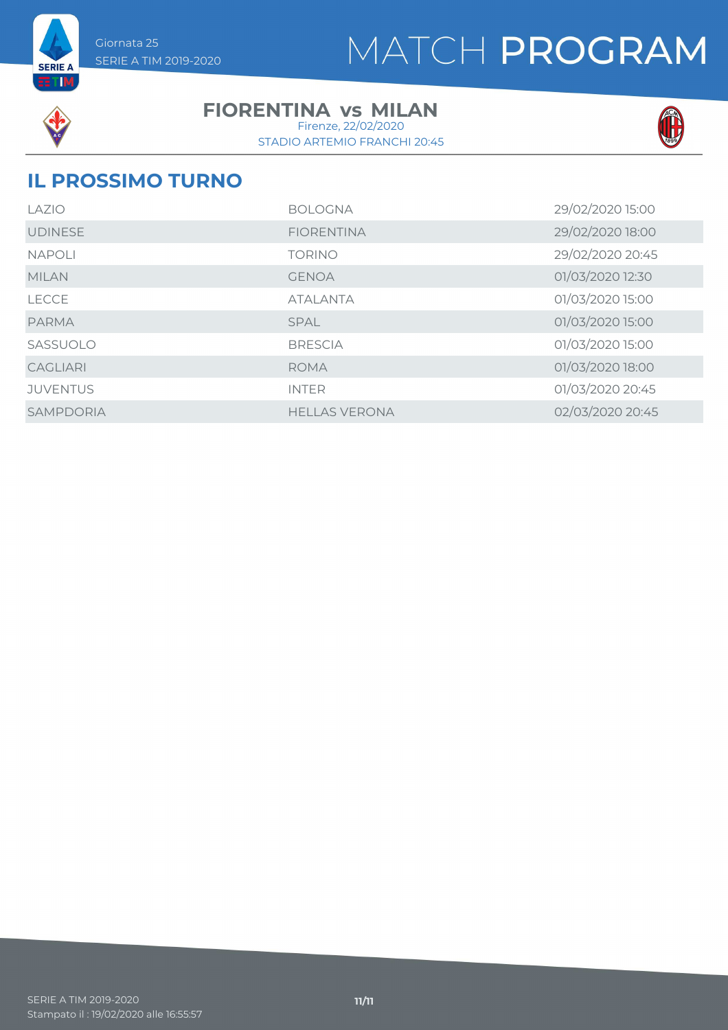# MATCH PROGRAM

Giornata 25
SERIE A TIM 2019-2020

## FIORENTINA vs MILAN

Firenze, 22/02/2020
STADIO ARTEMIO FRANCHI 20:45

## IL PROSSIMO TURNO

| | | |
|---|---|---|
| LAZIO | BOLOGNA | 29/02/2020 15:00 |
| UDINESE | FIORENTINA | 29/02/2020 18:00 |
| NAPOLI | TORINO | 29/02/2020 20:45 |
| MILAN | GENOA | 01/03/2020 12:30 |
| LECCE | ATALANTA | 01/03/2020 15:00 |
| PARMA | SPAL | 01/03/2020 15:00 |
| SASSUOLO | BRESCIA | 01/03/2020 15:00 |
| CAGLIARI | ROMA | 01/03/2020 18:00 |
| JUVENTUS | INTER | 01/03/2020 20:45 |
| SAMPDORIA | HELLAS VERONA | 02/03/2020 20:45 |

SERIE A TIM 2019-2020
Stampato il : 19/02/2020 alle 16:55:57